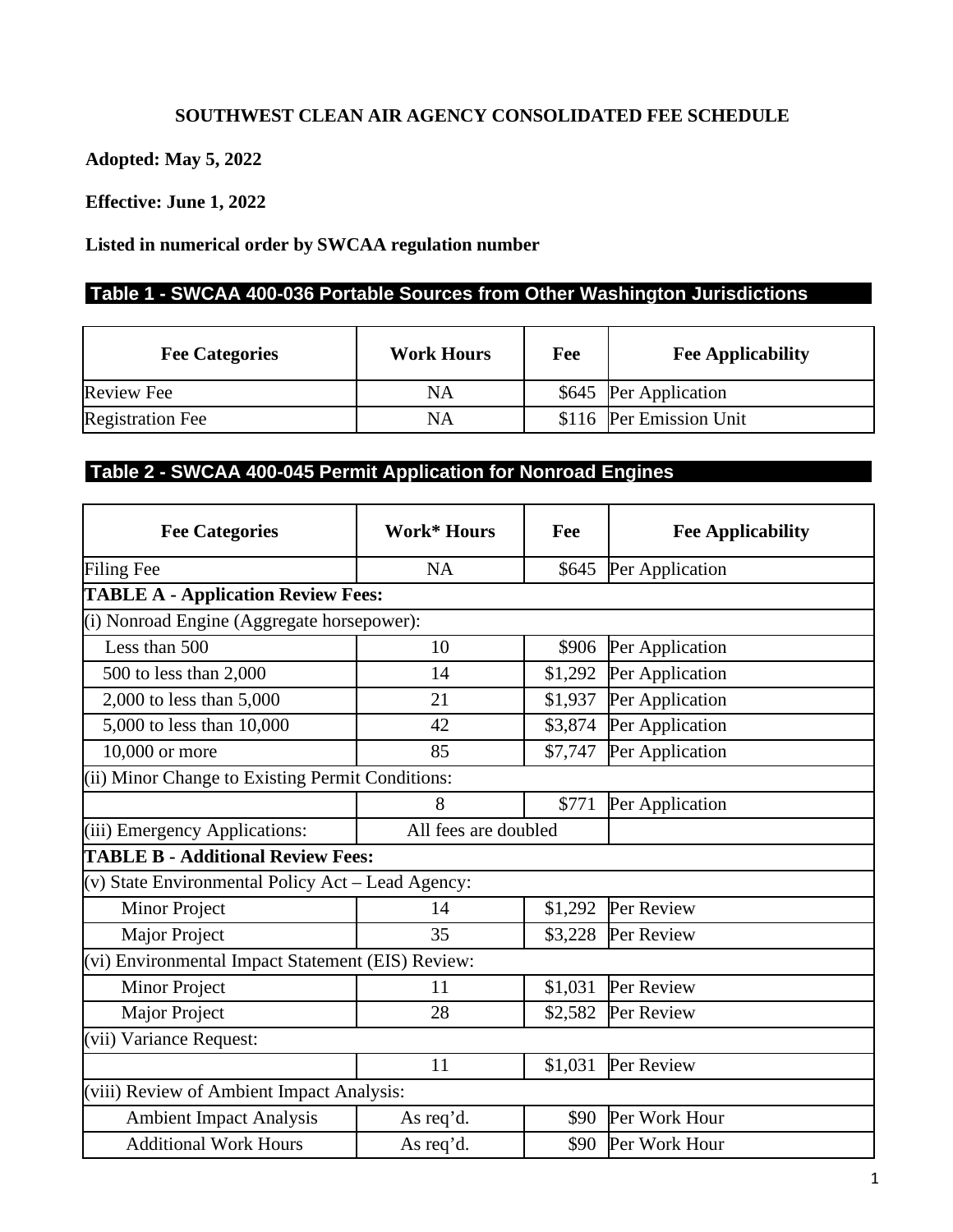# SOUTHWEST CLEAN AIR AGENCY CONSOLIDATED FEE SCHEDULE

**Adopted: May 5, 2022**

**Effective: June 1, 2022**

**Listed in numerical order by SWCAA regulation number**

## Table 1 - SWCAA 400-036 Portable Sources from Other Washington Jurisdictions

| Fee Categories | Work Hours | Fee | Fee Applicability |
|---|---|---|---|
| Review Fee | NA | $645 | Per Application |
| Registration Fee | NA | $116 | Per Emission Unit |

## Table 2 - SWCAA 400-045 Permit Application for Nonroad Engines

| Fee Categories | Work* Hours | Fee | Fee Applicability |
|---|---|---|---|
| Filing Fee | NA | $645 | Per Application |
| **TABLE A - Application Review Fees:** | | | |
| (i) Nonroad Engine (Aggregate horsepower): | | | |
| Less than 500 | 10 | $906 | Per Application |
| 500 to less than 2,000 | 14 | $1,292 | Per Application |
| 2,000 to less than 5,000 | 21 | $1,937 | Per Application |
| 5,000 to less than 10,000 | 42 | $3,874 | Per Application |
| 10,000 or more | 85 | $7,747 | Per Application |
| (ii) Minor Change to Existing Permit Conditions: | | | |
| | 8 | $771 | Per Application |
| (iii) Emergency Applications: | All fees are doubled | | |
| **TABLE B - Additional Review Fees:** | | | |
| (v) State Environmental Policy Act – Lead Agency: | | | |
| Minor Project | 14 | $1,292 | Per Review |
| Major Project | 35 | $3,228 | Per Review |
| (vi) Environmental Impact Statement (EIS) Review: | | | |
| Minor Project | 11 | $1,031 | Per Review |
| Major Project | 28 | $2,582 | Per Review |
| (vii) Variance Request: | | | |
| | 11 | $1,031 | Per Review |
| (viii) Review of Ambient Impact Analysis: | | | |
| Ambient Impact Analysis | As req'd. | $90 | Per Work Hour |
| Additional Work Hours | As req'd. | $90 | Per Work Hour |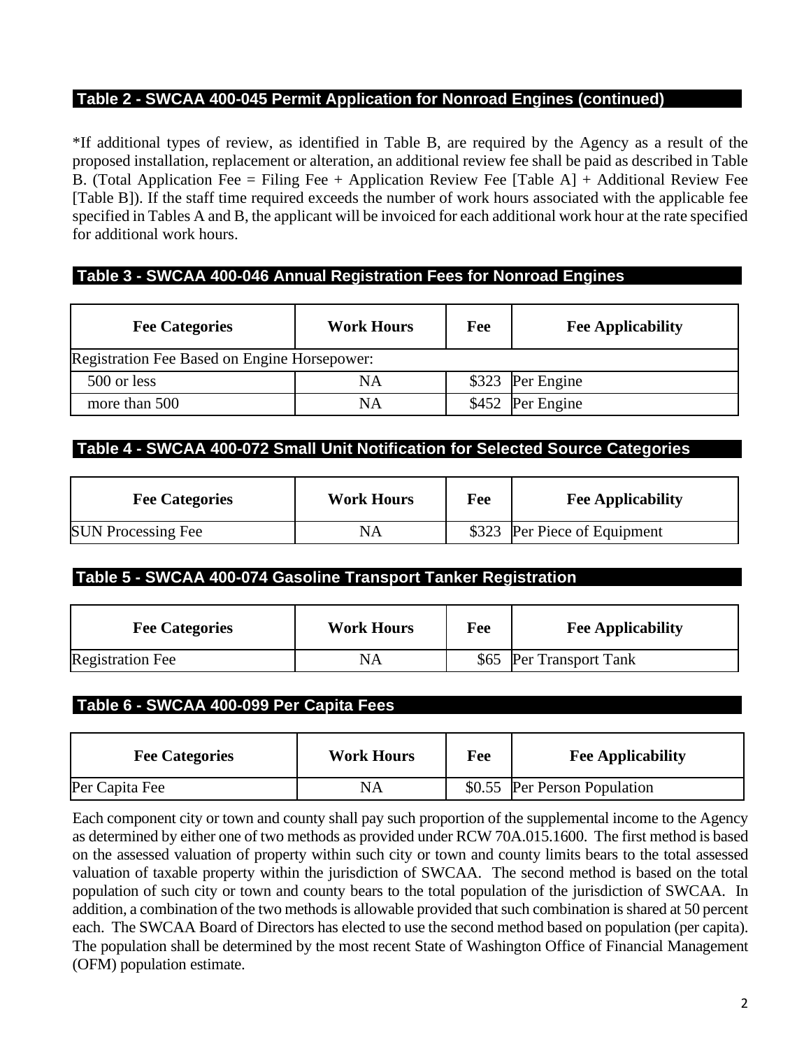## Table 2 - SWCAA 400-045 Permit Application for Nonroad Engines (continued)

*If additional types of review, as identified in Table B, are required by the Agency as a result of the proposed installation, replacement or alteration, an additional review fee shall be paid as described in Table B. (Total Application Fee = Filing Fee + Application Review Fee [Table A] + Additional Review Fee [Table B]). If the staff time required exceeds the number of work hours associated with the applicable fee specified in Tables A and B, the applicant will be invoiced for each additional work hour at the rate specified for additional work hours.

## Table 3 - SWCAA 400-046 Annual Registration Fees for Nonroad Engines

| Fee Categories | Work Hours | Fee | Fee Applicability |
|---|---|---|---|
| Registration Fee Based on Engine Horsepower: | | | |
| 500 or less | NA | $323 | Per Engine |
| more than 500 | NA | $452 | Per Engine |

## Table 4 - SWCAA 400-072 Small Unit Notification for Selected Source Categories

| Fee Categories | Work Hours | Fee | Fee Applicability |
|---|---|---|---|
| SUN Processing Fee | NA | $323 | Per Piece of Equipment |

## Table 5 - SWCAA 400-074 Gasoline Transport Tanker Registration

| Fee Categories | Work Hours | Fee | Fee Applicability |
|---|---|---|---|
| Registration Fee | NA | $65 | Per Transport Tank |

## Table 6 - SWCAA 400-099 Per Capita Fees

| Fee Categories | Work Hours | Fee | Fee Applicability |
|---|---|---|---|
| Per Capita Fee | NA | $0.55 | Per Person Population |

Each component city or town and county shall pay such proportion of the supplemental income to the Agency as determined by either one of two methods as provided under RCW 70A.015.1600. The first method is based on the assessed valuation of property within such city or town and county limits bears to the total assessed valuation of taxable property within the jurisdiction of SWCAA. The second method is based on the total population of such city or town and county bears to the total population of the jurisdiction of SWCAA. In addition, a combination of the two methods is allowable provided that such combination is shared at 50 percent each. The SWCAA Board of Directors has elected to use the second method based on population (per capita). The population shall be determined by the most recent State of Washington Office of Financial Management (OFM) population estimate.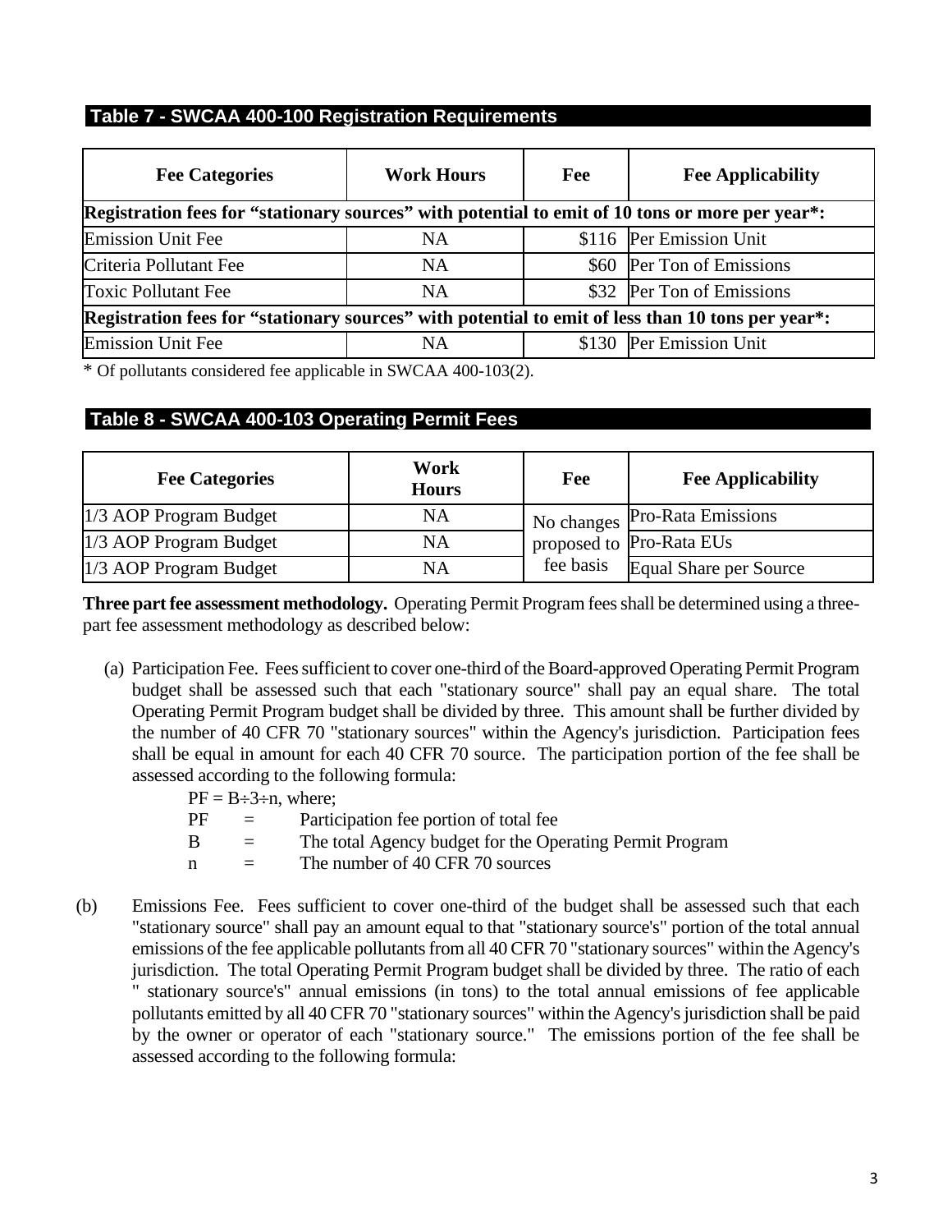## Table 7 - SWCAA 400-100 Registration Requirements

| Fee Categories | Work Hours | Fee | Fee Applicability |
|---|---|---|---|
| **Registration fees for "stationary sources" with potential to emit of 10 tons or more per year*:** | | | |
| Emission Unit Fee | NA | $116 | Per Emission Unit |
| Criteria Pollutant Fee | NA | $60 | Per Ton of Emissions |
| Toxic Pollutant Fee | NA | $32 | Per Ton of Emissions |
| **Registration fees for "stationary sources" with potential to emit of less than 10 tons per year*:** | | | |
| Emission Unit Fee | NA | $130 | Per Emission Unit |

\* Of pollutants considered fee applicable in SWCAA 400-103(2).

## Table 8 - SWCAA 400-103 Operating Permit Fees

| Fee Categories | Work Hours | Fee | Fee Applicability |
|---|---|---|---|
| 1/3 AOP Program Budget | NA | No changes proposed to fee basis | Pro-Rata Emissions |
| 1/3 AOP Program Budget | NA | | Pro-Rata EUs |
| 1/3 AOP Program Budget | NA | | Equal Share per Source |

**Three part fee assessment methodology.** Operating Permit Program fees shall be determined using a three-part fee assessment methodology as described below:

(a) Participation Fee. Fees sufficient to cover one-third of the Board-approved Operating Permit Program budget shall be assessed such that each "stationary source" shall pay an equal share. The total Operating Permit Program budget shall be divided by three. This amount shall be further divided by the number of 40 CFR 70 "stationary sources" within the Agency's jurisdiction. Participation fees shall be equal in amount for each 40 CFR 70 source. The participation portion of the fee shall be assessed according to the following formula:

$PF = B \div 3 \div n$, where;

- PF = Participation fee portion of total fee
- B = The total Agency budget for the Operating Permit Program
- n = The number of 40 CFR 70 sources

(b) Emissions Fee. Fees sufficient to cover one-third of the budget shall be assessed such that each "stationary source" shall pay an amount equal to that "stationary source's" portion of the total annual emissions of the fee applicable pollutants from all 40 CFR 70 "stationary sources" within the Agency's jurisdiction. The total Operating Permit Program budget shall be divided by three. The ratio of each " stationary source's" annual emissions (in tons) to the total annual emissions of fee applicable pollutants emitted by all 40 CFR 70 "stationary sources" within the Agency's jurisdiction shall be paid by the owner or operator of each "stationary source." The emissions portion of the fee shall be assessed according to the following formula: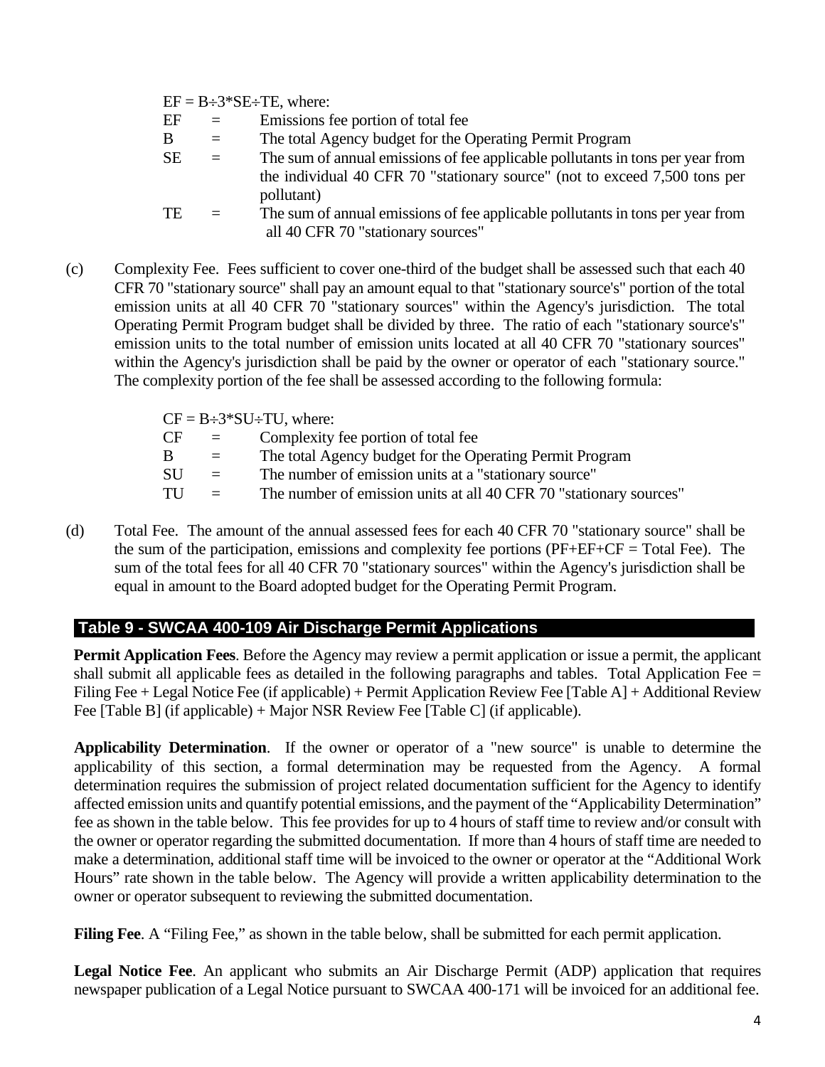$EF = B \div 3 * SE \div TE$, where:

| | | |
|---|---|---|
| EF | = | Emissions fee portion of total fee |
| B | = | The total Agency budget for the Operating Permit Program |
| SE | = | The sum of annual emissions of fee applicable pollutants in tons per year from the individual 40 CFR 70 "stationary source" (not to exceed 7,500 tons per pollutant) |
| TE | = | The sum of annual emissions of fee applicable pollutants in tons per year from all 40 CFR 70 "stationary sources" |

(c) Complexity Fee. Fees sufficient to cover one-third of the budget shall be assessed such that each 40 CFR 70 "stationary source" shall pay an amount equal to that "stationary source's" portion of the total emission units at all 40 CFR 70 "stationary sources" within the Agency's jurisdiction. The total Operating Permit Program budget shall be divided by three. The ratio of each "stationary source's" emission units to the total number of emission units located at all 40 CFR 70 "stationary sources" within the Agency's jurisdiction shall be paid by the owner or operator of each "stationary source." The complexity portion of the fee shall be assessed according to the following formula:

$CF = B \div 3 * SU \div TU$, where:

| | | |
|---|---|---|
| CF | = | Complexity fee portion of total fee |
| B | = | The total Agency budget for the Operating Permit Program |
| SU | = | The number of emission units at a "stationary source" |
| TU | = | The number of emission units at all 40 CFR 70 "stationary sources" |

(d) Total Fee. The amount of the annual assessed fees for each 40 CFR 70 "stationary source" shall be the sum of the participation, emissions and complexity fee portions (PF+EF+CF = Total Fee). The sum of the total fees for all 40 CFR 70 "stationary sources" within the Agency's jurisdiction shall be equal in amount to the Board adopted budget for the Operating Permit Program.

## Table 9 - SWCAA 400-109 Air Discharge Permit Applications

**Permit Application Fees**. Before the Agency may review a permit application or issue a permit, the applicant shall submit all applicable fees as detailed in the following paragraphs and tables. Total Application Fee = Filing Fee + Legal Notice Fee (if applicable) + Permit Application Review Fee [Table A] + Additional Review Fee [Table B] (if applicable) + Major NSR Review Fee [Table C] (if applicable).

**Applicability Determination**. If the owner or operator of a "new source" is unable to determine the applicability of this section, a formal determination may be requested from the Agency. A formal determination requires the submission of project related documentation sufficient for the Agency to identify affected emission units and quantify potential emissions, and the payment of the "Applicability Determination" fee as shown in the table below. This fee provides for up to 4 hours of staff time to review and/or consult with the owner or operator regarding the submitted documentation. If more than 4 hours of staff time are needed to make a determination, additional staff time will be invoiced to the owner or operator at the "Additional Work Hours" rate shown in the table below. The Agency will provide a written applicability determination to the owner or operator subsequent to reviewing the submitted documentation.

**Filing Fee**. A "Filing Fee," as shown in the table below, shall be submitted for each permit application.

**Legal Notice Fee**. An applicant who submits an Air Discharge Permit (ADP) application that requires newspaper publication of a Legal Notice pursuant to SWCAA 400-171 will be invoiced for an additional fee.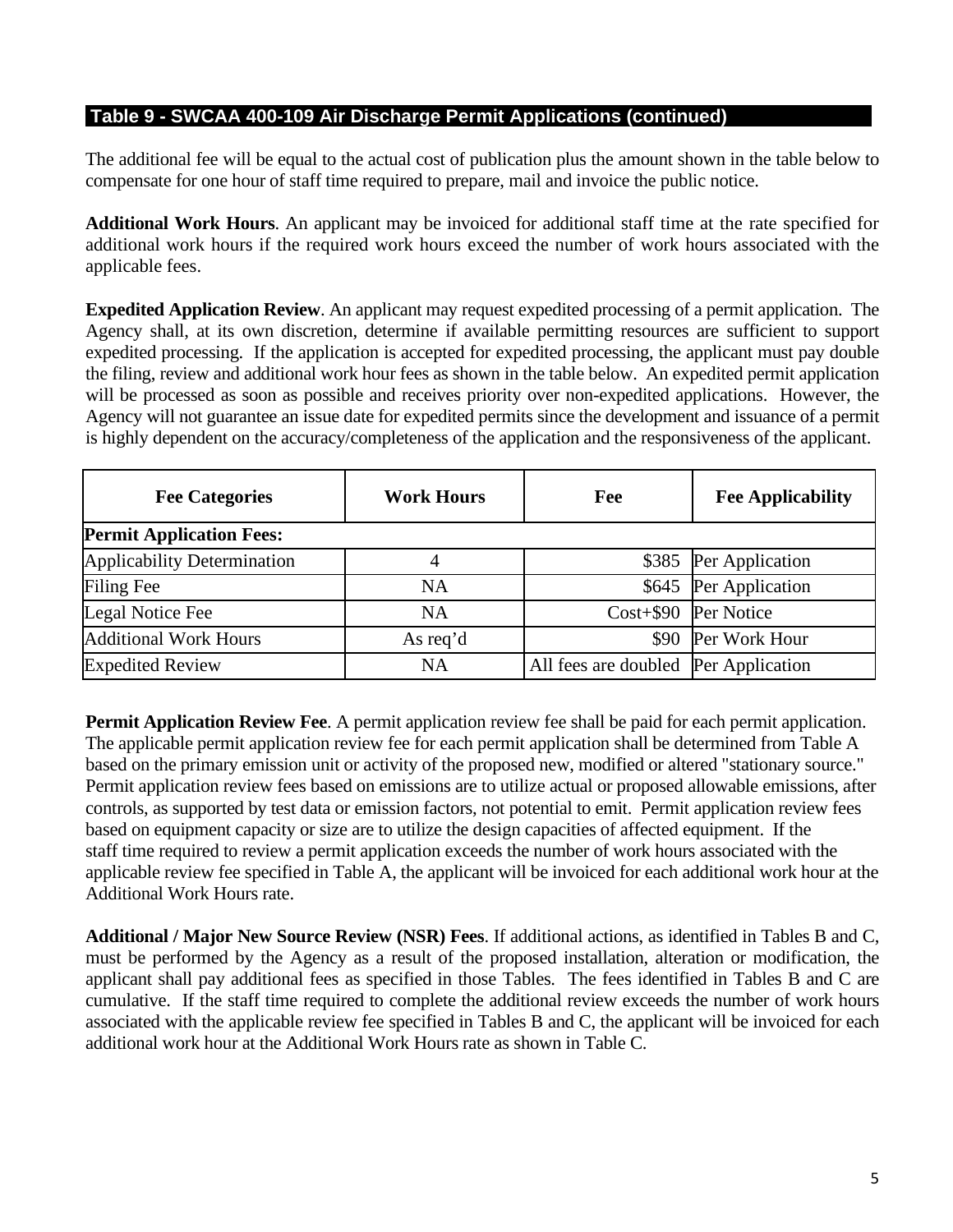## Table 9 - SWCAA 400-109 Air Discharge Permit Applications (continued)

The additional fee will be equal to the actual cost of publication plus the amount shown in the table below to compensate for one hour of staff time required to prepare, mail and invoice the public notice.

**Additional Work Hours**. An applicant may be invoiced for additional staff time at the rate specified for additional work hours if the required work hours exceed the number of work hours associated with the applicable fees.

**Expedited Application Review**. An applicant may request expedited processing of a permit application. The Agency shall, at its own discretion, determine if available permitting resources are sufficient to support expedited processing. If the application is accepted for expedited processing, the applicant must pay double the filing, review and additional work hour fees as shown in the table below. An expedited permit application will be processed as soon as possible and receives priority over non-expedited applications. However, the Agency will not guarantee an issue date for expedited permits since the development and issuance of a permit is highly dependent on the accuracy/completeness of the application and the responsiveness of the applicant.

| Fee Categories | Work Hours | Fee | Fee Applicability |
|---|---|---|---|
| **Permit Application Fees:** | | | |
| Applicability Determination | 4 | $385 | Per Application |
| Filing Fee | NA | $645 | Per Application |
| Legal Notice Fee | NA | Cost+$90 | Per Notice |
| Additional Work Hours | As req'd | $90 | Per Work Hour |
| Expedited Review | NA | All fees are doubled | Per Application |

**Permit Application Review Fee**. A permit application review fee shall be paid for each permit application. The applicable permit application review fee for each permit application shall be determined from Table A based on the primary emission unit or activity of the proposed new, modified or altered "stationary source." Permit application review fees based on emissions are to utilize actual or proposed allowable emissions, after controls, as supported by test data or emission factors, not potential to emit. Permit application review fees based on equipment capacity or size are to utilize the design capacities of affected equipment. If the staff time required to review a permit application exceeds the number of work hours associated with the applicable review fee specified in Table A, the applicant will be invoiced for each additional work hour at the Additional Work Hours rate.

**Additional / Major New Source Review (NSR) Fees**. If additional actions, as identified in Tables B and C, must be performed by the Agency as a result of the proposed installation, alteration or modification, the applicant shall pay additional fees as specified in those Tables. The fees identified in Tables B and C are cumulative. If the staff time required to complete the additional review exceeds the number of work hours associated with the applicable review fee specified in Tables B and C, the applicant will be invoiced for each additional work hour at the Additional Work Hours rate as shown in Table C.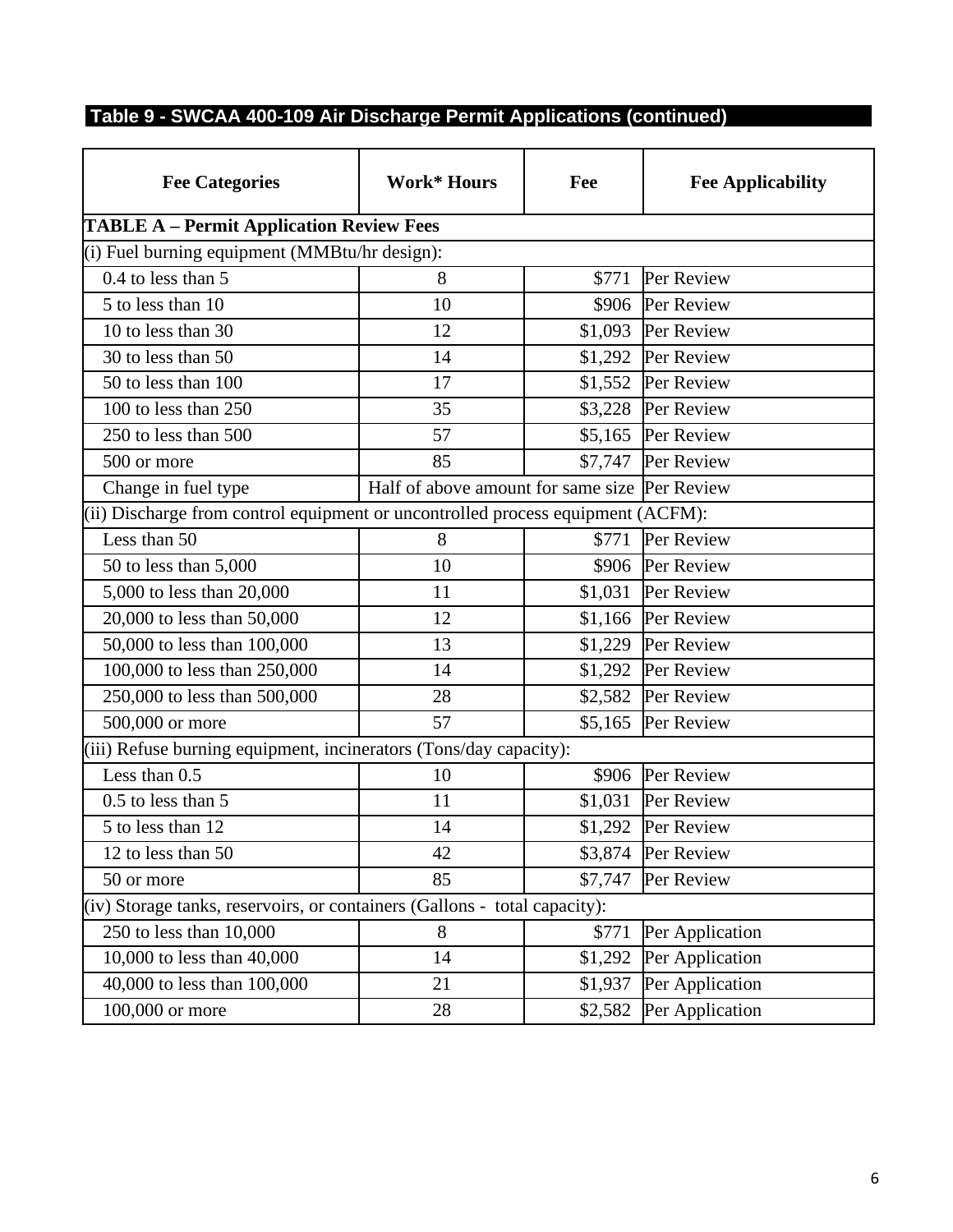## Table 9 - SWCAA 400-109 Air Discharge Permit Applications (continued)

| Fee Categories | Work* Hours | Fee | Fee Applicability |
|---|---|---|---|
| **TABLE A – Permit Application Review Fees** | | | |
| (i) Fuel burning equipment (MMBtu/hr design): | | | |
| 0.4 to less than 5 | 8 | $771 | Per Review |
| 5 to less than 10 | 10 | $906 | Per Review |
| 10 to less than 30 | 12 | $1,093 | Per Review |
| 30 to less than 50 | 14 | $1,292 | Per Review |
| 50 to less than 100 | 17 | $1,552 | Per Review |
| 100 to less than 250 | 35 | $3,228 | Per Review |
| 250 to less than 500 | 57 | $5,165 | Per Review |
| 500 or more | 85 | $7,747 | Per Review |
| Change in fuel type | Half of above amount for same size | | Per Review |
| (ii) Discharge from control equipment or uncontrolled process equipment (ACFM): | | | |
| Less than 50 | 8 | $771 | Per Review |
| 50 to less than 5,000 | 10 | $906 | Per Review |
| 5,000 to less than 20,000 | 11 | $1,031 | Per Review |
| 20,000 to less than 50,000 | 12 | $1,166 | Per Review |
| 50,000 to less than 100,000 | 13 | $1,229 | Per Review |
| 100,000 to less than 250,000 | 14 | $1,292 | Per Review |
| 250,000 to less than 500,000 | 28 | $2,582 | Per Review |
| 500,000 or more | 57 | $5,165 | Per Review |
| (iii) Refuse burning equipment, incinerators (Tons/day capacity): | | | |
| Less than 0.5 | 10 | $906 | Per Review |
| 0.5 to less than 5 | 11 | $1,031 | Per Review |
| 5 to less than 12 | 14 | $1,292 | Per Review |
| 12 to less than 50 | 42 | $3,874 | Per Review |
| 50 or more | 85 | $7,747 | Per Review |
| (iv) Storage tanks, reservoirs, or containers (Gallons - total capacity): | | | |
| 250 to less than 10,000 | 8 | $771 | Per Application |
| 10,000 to less than 40,000 | 14 | $1,292 | Per Application |
| 40,000 to less than 100,000 | 21 | $1,937 | Per Application |
| 100,000 or more | 28 | $2,582 | Per Application |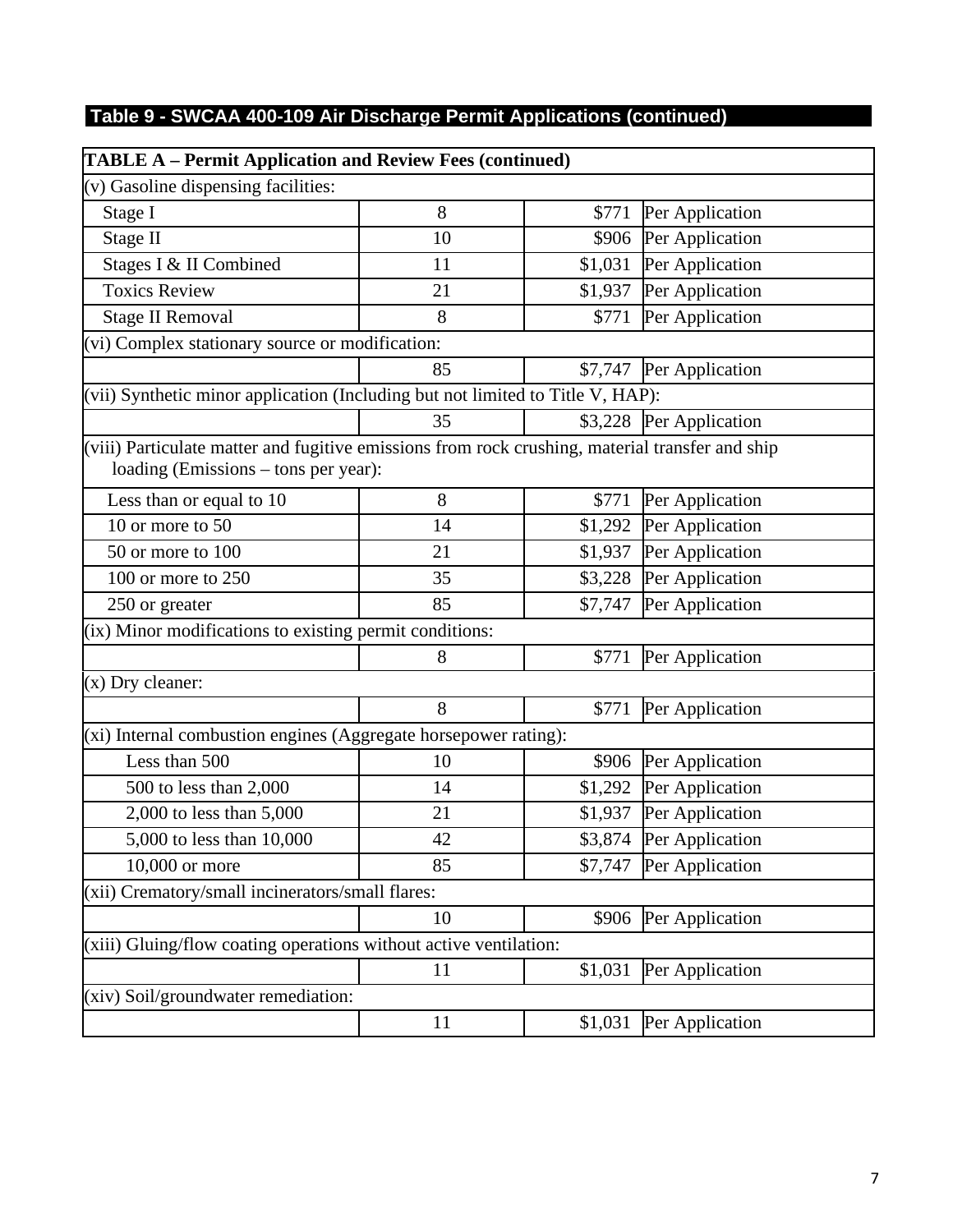## Table 9 - SWCAA 400-109 Air Discharge Permit Applications (continued)

| TABLE A – Permit Application and Review Fees (continued) | | | |
|---|---|---|---|
| (v) Gasoline dispensing facilities: | | | |
| Stage I | 8 | $771 | Per Application |
| Stage II | 10 | $906 | Per Application |
| Stages I & II Combined | 11 | $1,031 | Per Application |
| Toxics Review | 21 | $1,937 | Per Application |
| Stage II Removal | 8 | $771 | Per Application |
| (vi) Complex stationary source or modification: | | | |
| | 85 | $7,747 | Per Application |
| (vii) Synthetic minor application (Including but not limited to Title V, HAP): | | | |
| | 35 | $3,228 | Per Application |
| (viii) Particulate matter and fugitive emissions from rock crushing, material transfer and ship loading (Emissions – tons per year): | | | |
| Less than or equal to 10 | 8 | $771 | Per Application |
| 10 or more to 50 | 14 | $1,292 | Per Application |
| 50 or more to 100 | 21 | $1,937 | Per Application |
| 100 or more to 250 | 35 | $3,228 | Per Application |
| 250 or greater | 85 | $7,747 | Per Application |
| (ix) Minor modifications to existing permit conditions: | | | |
| | 8 | $771 | Per Application |
| (x) Dry cleaner: | | | |
| | 8 | $771 | Per Application |
| (xi) Internal combustion engines (Aggregate horsepower rating): | | | |
| Less than 500 | 10 | $906 | Per Application |
| 500 to less than 2,000 | 14 | $1,292 | Per Application |
| 2,000 to less than 5,000 | 21 | $1,937 | Per Application |
| 5,000 to less than 10,000 | 42 | $3,874 | Per Application |
| 10,000 or more | 85 | $7,747 | Per Application |
| (xii) Crematory/small incinerators/small flares: | | | |
| | 10 | $906 | Per Application |
| (xiii) Gluing/flow coating operations without active ventilation: | | | |
| | 11 | $1,031 | Per Application |
| (xiv) Soil/groundwater remediation: | | | |
| | 11 | $1,031 | Per Application |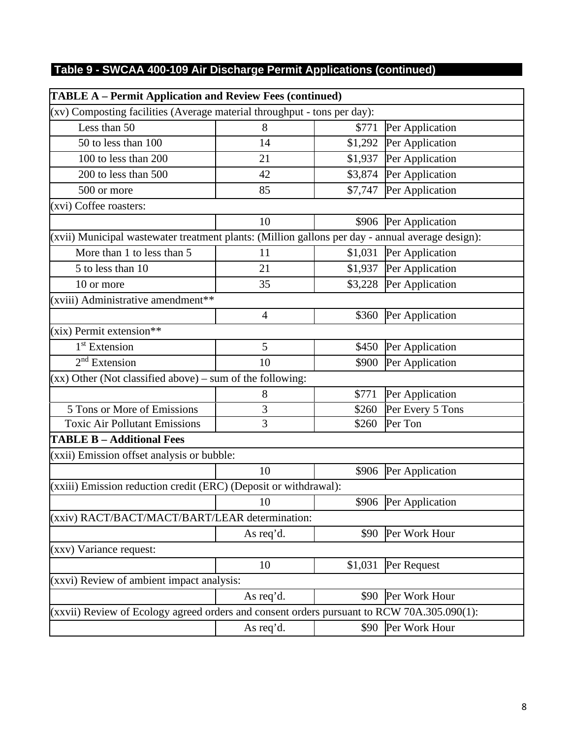## Table 9 - SWCAA 400-109 Air Discharge Permit Applications (continued)

| TABLE A – Permit Application and Review Fees (continued) | | | |
|---|---|---|---|
| (xv) Composting facilities (Average material throughput - tons per day): | | | |
| Less than 50 | 8 | $771 | Per Application |
| 50 to less than 100 | 14 | $1,292 | Per Application |
| 100 to less than 200 | 21 | $1,937 | Per Application |
| 200 to less than 500 | 42 | $3,874 | Per Application |
| 500 or more | 85 | $7,747 | Per Application |
| (xvi) Coffee roasters: | | | |
| | 10 | $906 | Per Application |
| (xvii) Municipal wastewater treatment plants: (Million gallons per day - annual average design): | | | |
| More than 1 to less than 5 | 11 | $1,031 | Per Application |
| 5 to less than 10 | 21 | $1,937 | Per Application |
| 10 or more | 35 | $3,228 | Per Application |
| (xviii) Administrative amendment** | | | |
| | 4 | $360 | Per Application |
| (xix) Permit extension** | | | |
| 1st Extension | 5 | $450 | Per Application |
| 2nd Extension | 10 | $900 | Per Application |
| (xx) Other (Not classified above) – sum of the following: | | | |
| | 8 | $771 | Per Application |
| 5 Tons or More of Emissions | 3 | $260 | Per Every 5 Tons |
| Toxic Air Pollutant Emissions | 3 | $260 | Per Ton |
| **TABLE B – Additional Fees** | | | |
| (xxii) Emission offset analysis or bubble: | | | |
| | 10 | $906 | Per Application |
| (xxiii) Emission reduction credit (ERC) (Deposit or withdrawal): | | | |
| | 10 | $906 | Per Application |
| (xxiv) RACT/BACT/MACT/BART/LEAR determination: | | | |
| | As req'd. | $90 | Per Work Hour |
| (xxv) Variance request: | | | |
| | 10 | $1,031 | Per Request |
| (xxvi) Review of ambient impact analysis: | | | |
| | As req'd. | $90 | Per Work Hour |
| (xxvii) Review of Ecology agreed orders and consent orders pursuant to RCW 70A.305.090(1): | | | |
| | As req'd. | $90 | Per Work Hour |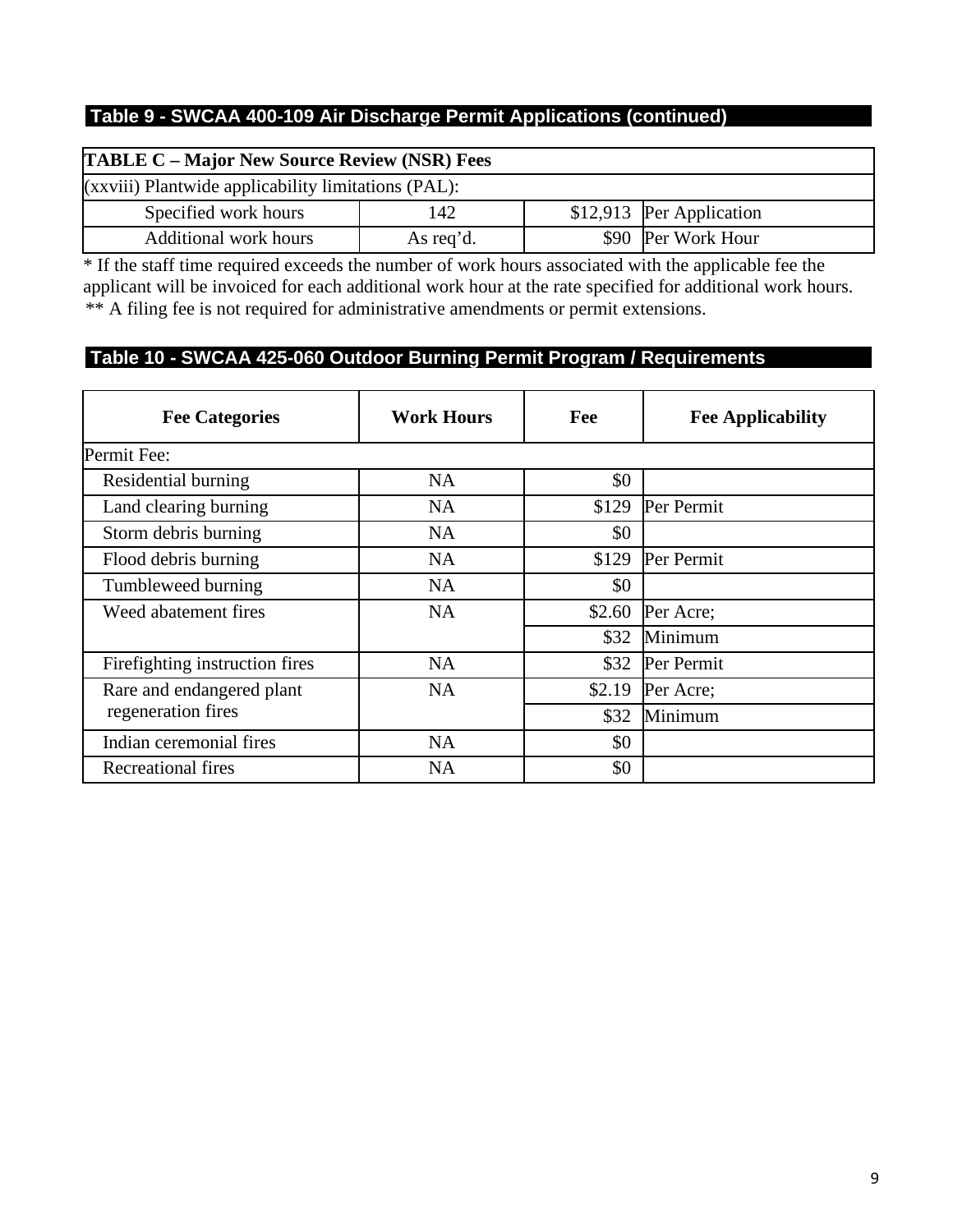### Table 9 - SWCAA 400-109 Air Discharge Permit Applications (continued)

| **TABLE C – Major New Source Review (NSR) Fees** | | | |
|---|---|---|---|
| (xxviii) Plantwide applicability limitations (PAL): | | | |
| Specified work hours | 142 | $12,913 | Per Application |
| Additional work hours | As req'd. | $90 | Per Work Hour |

* If the staff time required exceeds the number of work hours associated with the applicable fee the applicant will be invoiced for each additional work hour at the rate specified for additional work hours.
** A filing fee is not required for administrative amendments or permit extensions.

### Table 10 - SWCAA 425-060 Outdoor Burning Permit Program / Requirements

| Fee Categories | Work Hours | Fee | Fee Applicability |
|---|---|---|---|
| Permit Fee: | | | |
| Residential burning | NA | $0 | |
| Land clearing burning | NA | $129 | Per Permit |
| Storm debris burning | NA | $0 | |
| Flood debris burning | NA | $129 | Per Permit |
| Tumbleweed burning | NA | $0 | |
| Weed abatement fires | NA | $2.60 | Per Acre; |
| | | $32 | Minimum |
| Firefighting instruction fires | NA | $32 | Per Permit |
| Rare and endangered plant regeneration fires | NA | $2.19 | Per Acre; |
| | | $32 | Minimum |
| Indian ceremonial fires | NA | $0 | |
| Recreational fires | NA | $0 | |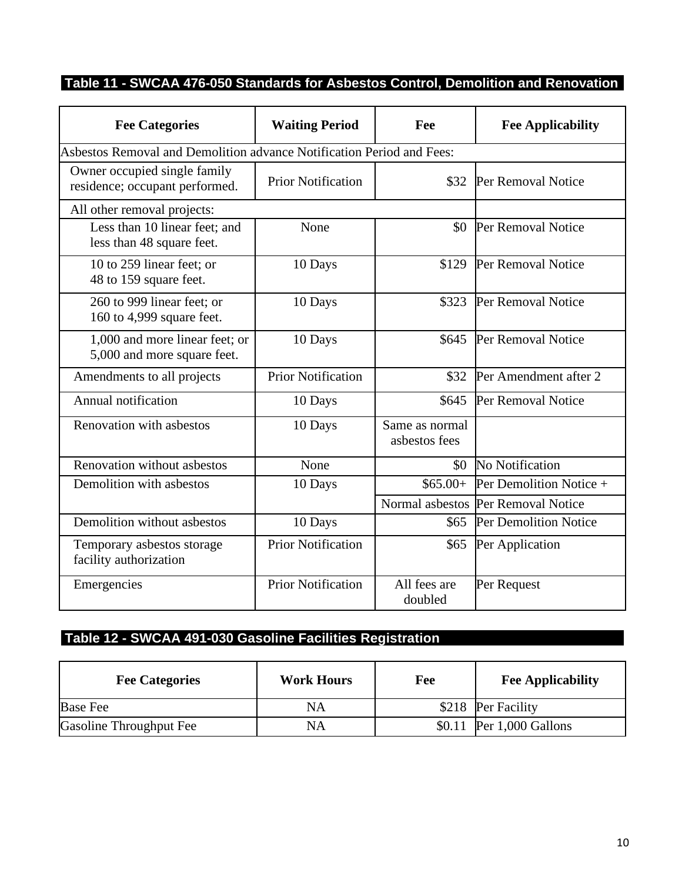## Table 11 - SWCAA 476-050 Standards for Asbestos Control, Demolition and Renovation

| Fee Categories | Waiting Period | Fee | Fee Applicability |
|---|---|---|---|
| Asbestos Removal and Demolition advance Notification Period and Fees: | | | |
| Owner occupied single family residence; occupant performed. | Prior Notification | $32 | Per Removal Notice |
| All other removal projects: | | | |
| Less than 10 linear feet; and less than 48 square feet. | None | $0 | Per Removal Notice |
| 10 to 259 linear feet; or 48 to 159 square feet. | 10 Days | $129 | Per Removal Notice |
| 260 to 999 linear feet; or 160 to 4,999 square feet. | 10 Days | $323 | Per Removal Notice |
| 1,000 and more linear feet; or 5,000 and more square feet. | 10 Days | $645 | Per Removal Notice |
| Amendments to all projects | Prior Notification | $32 | Per Amendment after 2 |
| Annual notification | 10 Days | $645 | Per Removal Notice |
| Renovation with asbestos | 10 Days | Same as normal asbestos fees | |
| Renovation without asbestos | None | $0 | No Notification |
| Demolition with asbestos | 10 Days | $65.00+ | Per Demolition Notice + |
| | | Normal asbestos | Per Removal Notice |
| Demolition without asbestos | 10 Days | $65 | Per Demolition Notice |
| Temporary asbestos storage facility authorization | Prior Notification | $65 | Per Application |
| Emergencies | Prior Notification | All fees are doubled | Per Request |

## Table 12 - SWCAA 491-030 Gasoline Facilities Registration

| Fee Categories | Work Hours | Fee | Fee Applicability |
|---|---|---|---|
| Base Fee | NA | $218 | Per Facility |
| Gasoline Throughput Fee | NA | $0.11 | Per 1,000 Gallons |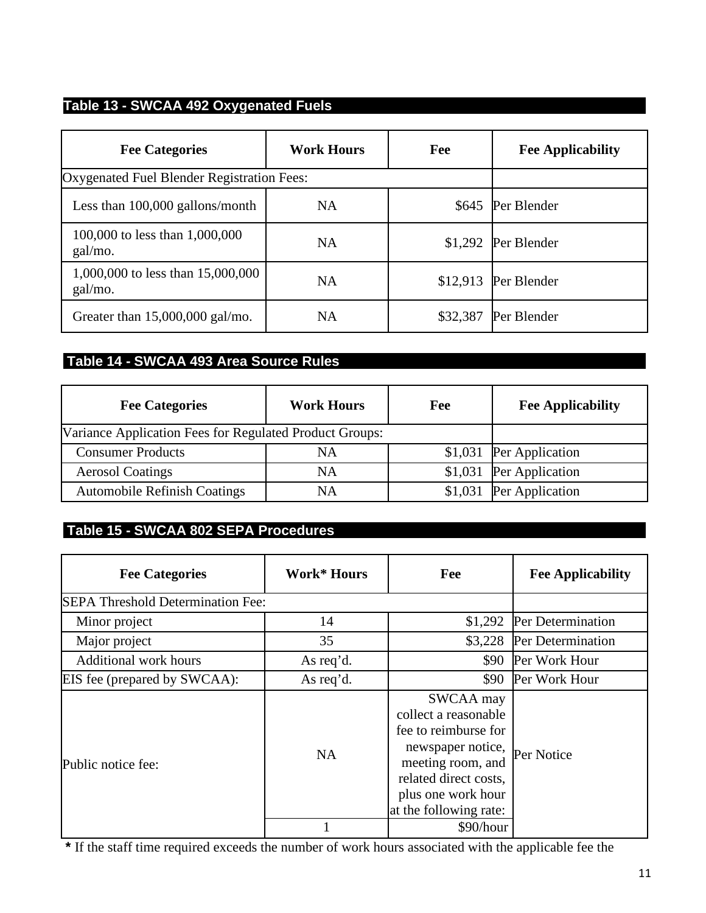## Table 13 - SWCAA 492 Oxygenated Fuels

| Fee Categories | Work Hours | Fee | Fee Applicability |
|---|---|---|---|
| Oxygenated Fuel Blender Registration Fees: | | | |
| Less than 100,000 gallons/month | NA | $645 | Per Blender |
| 100,000 to less than 1,000,000 gal/mo. | NA | $1,292 | Per Blender |
| 1,000,000 to less than 15,000,000 gal/mo. | NA | $12,913 | Per Blender |
| Greater than 15,000,000 gal/mo. | NA | $32,387 | Per Blender |

## Table 14 - SWCAA 493 Area Source Rules

| Fee Categories | Work Hours | Fee | Fee Applicability |
|---|---|---|---|
| Variance Application Fees for Regulated Product Groups: | | | |
| Consumer Products | NA | $1,031 | Per Application |
| Aerosol Coatings | NA | $1,031 | Per Application |
| Automobile Refinish Coatings | NA | $1,031 | Per Application |

## Table 15 - SWCAA 802 SEPA Procedures

| Fee Categories | Work* Hours | Fee | Fee Applicability |
|---|---|---|---|
| SEPA Threshold Determination Fee: | | | |
| Minor project | 14 | $1,292 | Per Determination |
| Major project | 35 | $3,228 | Per Determination |
| Additional work hours | As req'd. | $90 | Per Work Hour |
| EIS fee (prepared by SWCAA): | As req'd. | $90 | Per Work Hour |
| Public notice fee: | NA | SWCAA may collect a reasonable fee to reimburse for newspaper notice, meeting room, and related direct costs, plus one work hour at the following rate: | Per Notice |
| | 1 | $90/hour | |

**\*** If the staff time required exceeds the number of work hours associated with the applicable fee the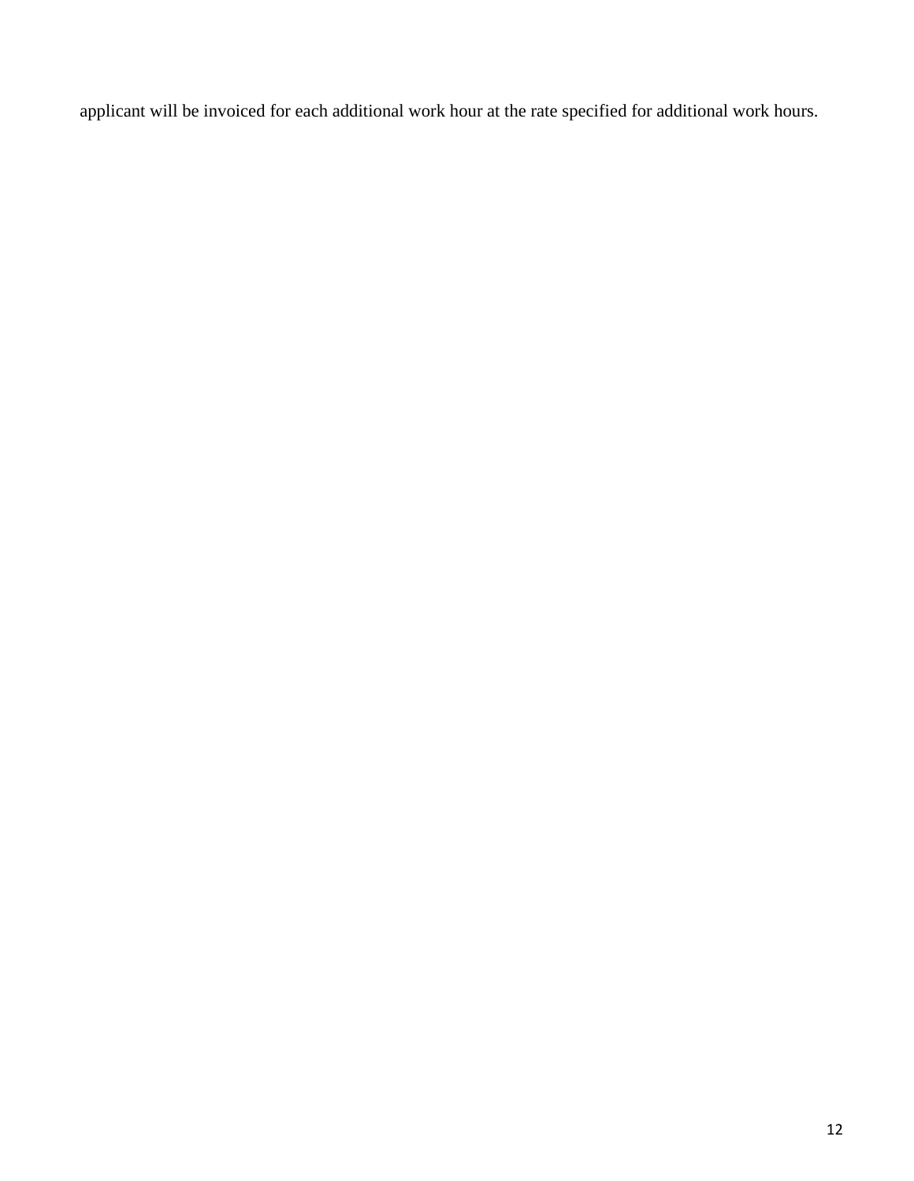applicant will be invoiced for each additional work hour at the rate specified for additional work hours.